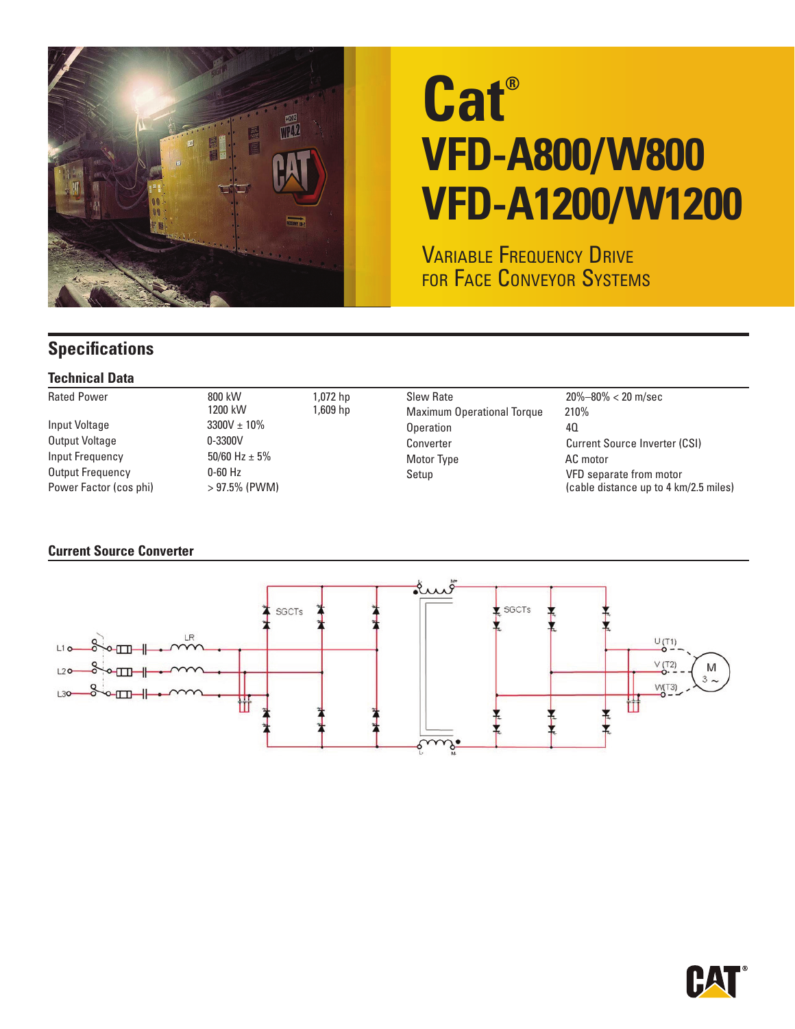# Cat®

# VFD-A800/W800
# VFD-A1200/W1200

VARIABLE FREQUENCY DRIVE
FOR FACE CONVEYOR SYSTEMS

## Specifications

### Technical Data

| | | |
|---|---|---|
| Rated Power | 800 kW<br>1200 kW | 1,072 hp<br>1,609 hp |
| Input Voltage | 3300V ± 10% | |
| Output Voltage | 0-3300V | |
| Input Frequency | 50/60 Hz ± 5% | |
| Output Frequency | 0-60 Hz | |
| Power Factor (cos phi) | > 97.5% (PWM) | |

| | |
|---|---|
| Slew Rate | 20%–80% < 20 m/sec |
| Maximum Operational Torque | 210% |
| Operation | 4Q |
| Converter | Current Source Inverter (CSI) |
| Motor Type | AC motor |
| Setup | VFD separate from motor<br>(cable distance up to 4 km/2.5 miles) |

### Current Source Converter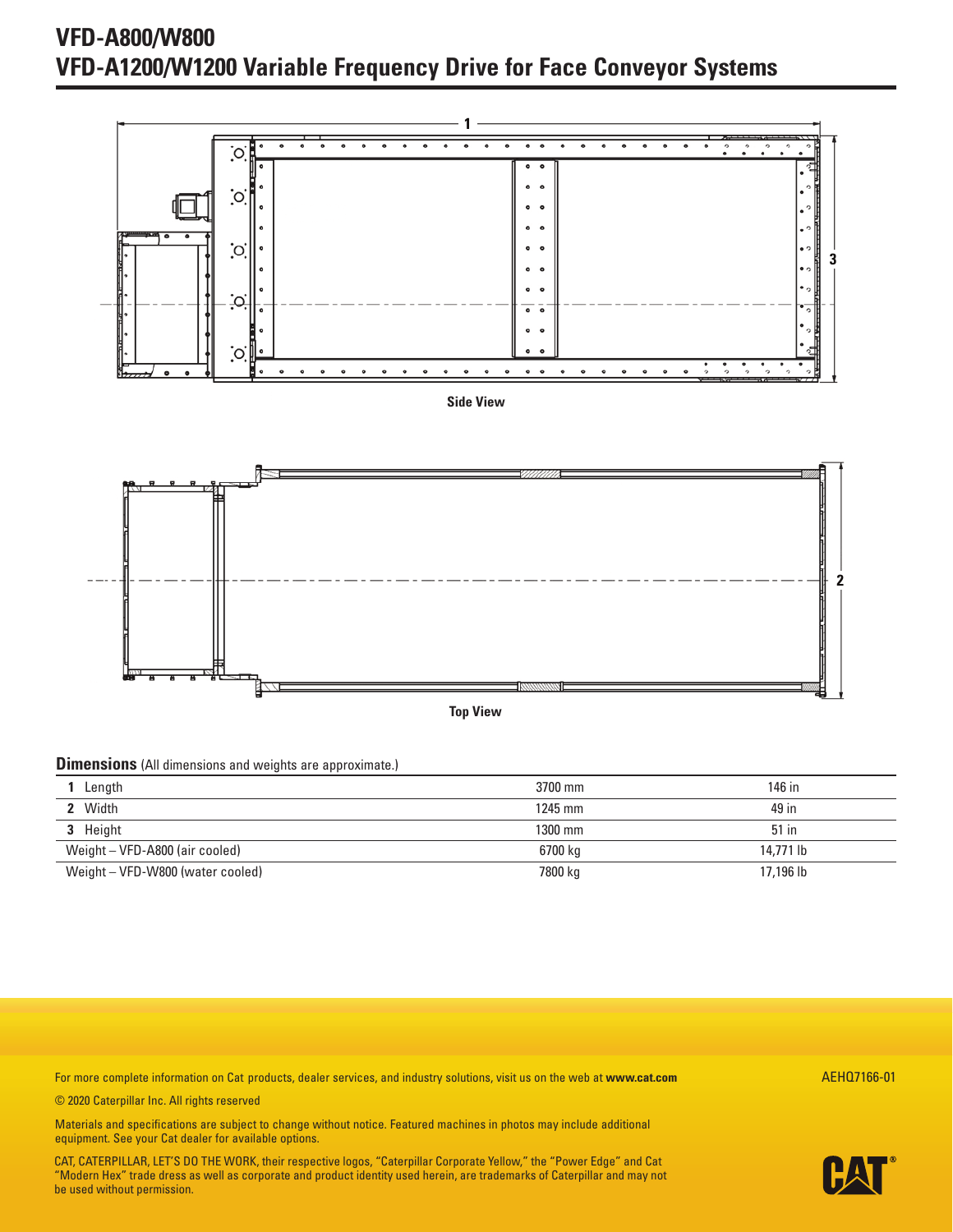# VFD-A800/W800
# VFD-A1200/W1200 Variable Frequency Drive for Face Conveyor Systems

1

3

Side View

2

Top View

**Dimensions** (All dimensions and weights are approximate.)

| | | |
|---|---|---|
| **1** Length | 3700 mm | 146 in |
| **2** Width | 1245 mm | 49 in |
| **3** Height | 1300 mm | 51 in |
| Weight – VFD-A800 (air cooled) | 6700 kg | 14,771 lb |
| Weight – VFD-W800 (water cooled) | 7800 kg | 17,196 lb |

For more complete information on Cat products, dealer services, and industry solutions, visit us on the web at **www.cat.com**

AEHQ7166-01

© 2020 Caterpillar Inc. All rights reserved

Materials and specifications are subject to change without notice. Featured machines in photos may include additional equipment. See your Cat dealer for available options.

CAT, CATERPILLAR, LET'S DO THE WORK, their respective logos, "Caterpillar Corporate Yellow," the "Power Edge" and Cat "Modern Hex" trade dress as well as corporate and product identity used herein, are trademarks of Caterpillar and may not be used without permission.